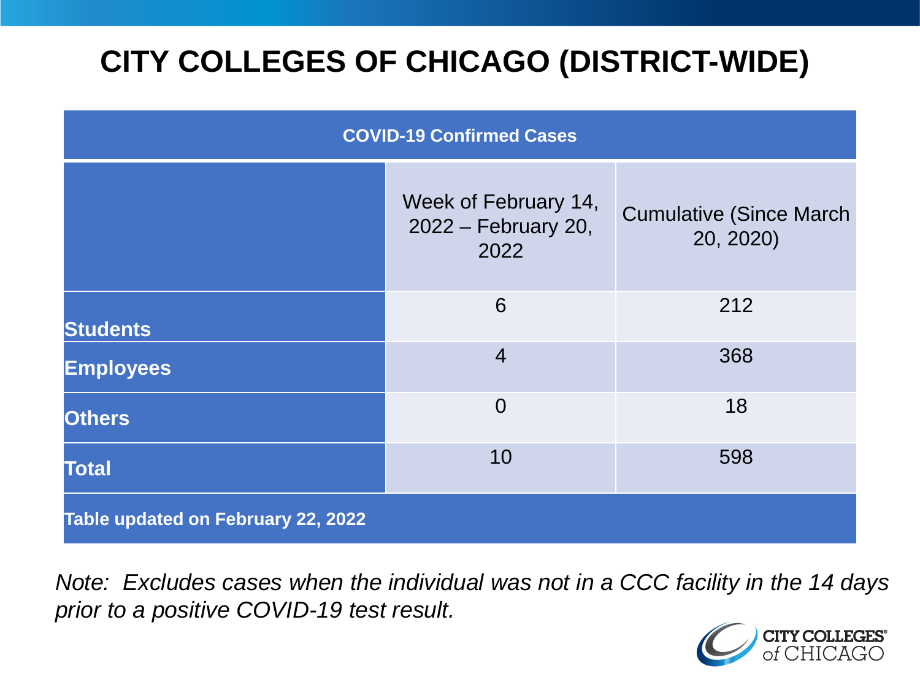# CITY COLLEGES OF CHICAGO (DISTRICT-WIDE)

| COVID-19 Confirmed Cases | | |
|---|---|---|
| | Week of February 14, 2022 – February 20, 2022 | Cumulative (Since March 20, 2020) |
| **Students** | 6 | 212 |
| **Employees** | 4 | 368 |
| **Others** | 0 | 18 |
| **Total** | 10 | 598 |
| **Table updated on February 22, 2022** | | |

*Note: Excludes cases when the individual was not in a CCC facility in the 14 days prior to a positive COVID-19 test result.*

CITY COLLEGES of CHICAGO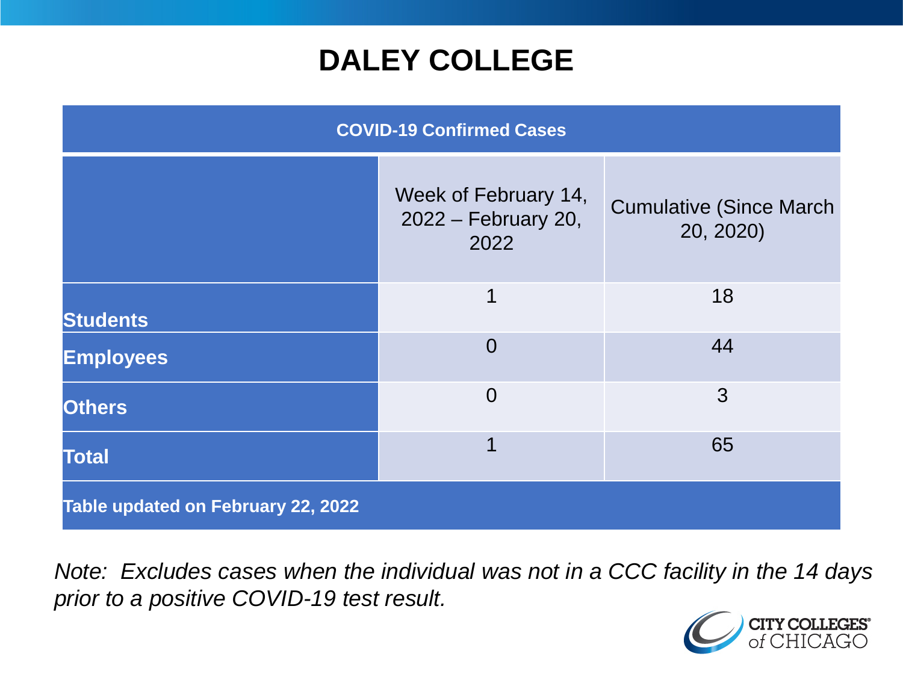# DALEY COLLEGE

| COVID-19 Confirmed Cases | | |
|---|---|---|
| | Week of February 14, 2022 – February 20, 2022 | Cumulative (Since March 20, 2020) |
| **Students** | 1 | 18 |
| **Employees** | 0 | 44 |
| **Others** | 0 | 3 |
| **Total** | 1 | 65 |
| **Table updated on February 22, 2022** | | |

*Note: Excludes cases when the individual was not in a CCC facility in the 14 days prior to a positive COVID-19 test result.*

CITY COLLEGES of CHICAGO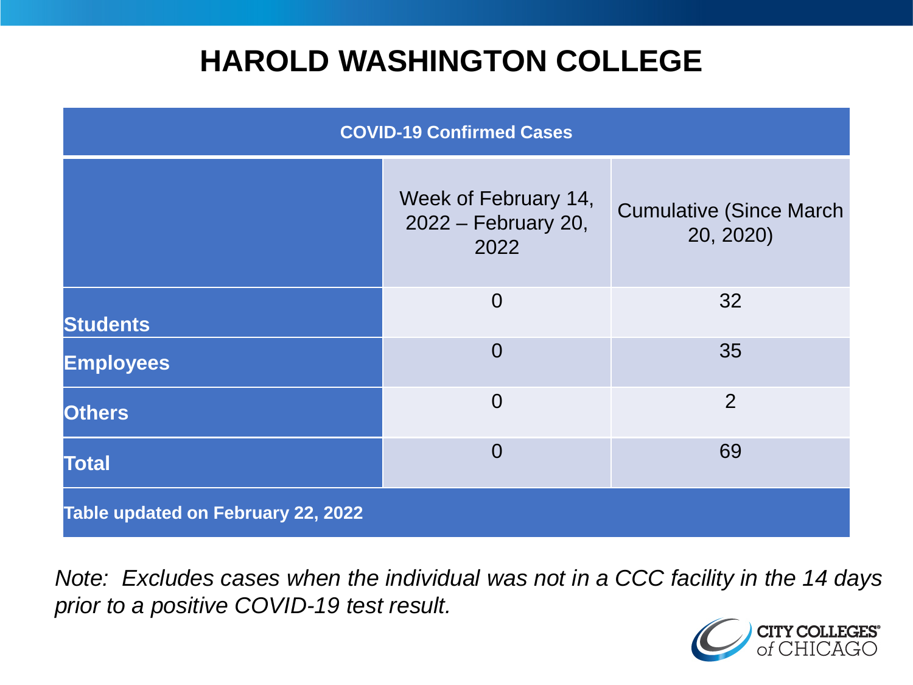# HAROLD WASHINGTON COLLEGE

| COVID-19 Confirmed Cases | | |
|---|---|---|
| | Week of February 14, 2022 – February 20, 2022 | Cumulative (Since March 20, 2020) |
| **Students** | 0 | 32 |
| **Employees** | 0 | 35 |
| **Others** | 0 | 2 |
| **Total** | 0 | 69 |
| **Table updated on February 22, 2022** | | |

*Note: Excludes cases when the individual was not in a CCC facility in the 14 days prior to a positive COVID-19 test result.*

CITY COLLEGES of CHICAGO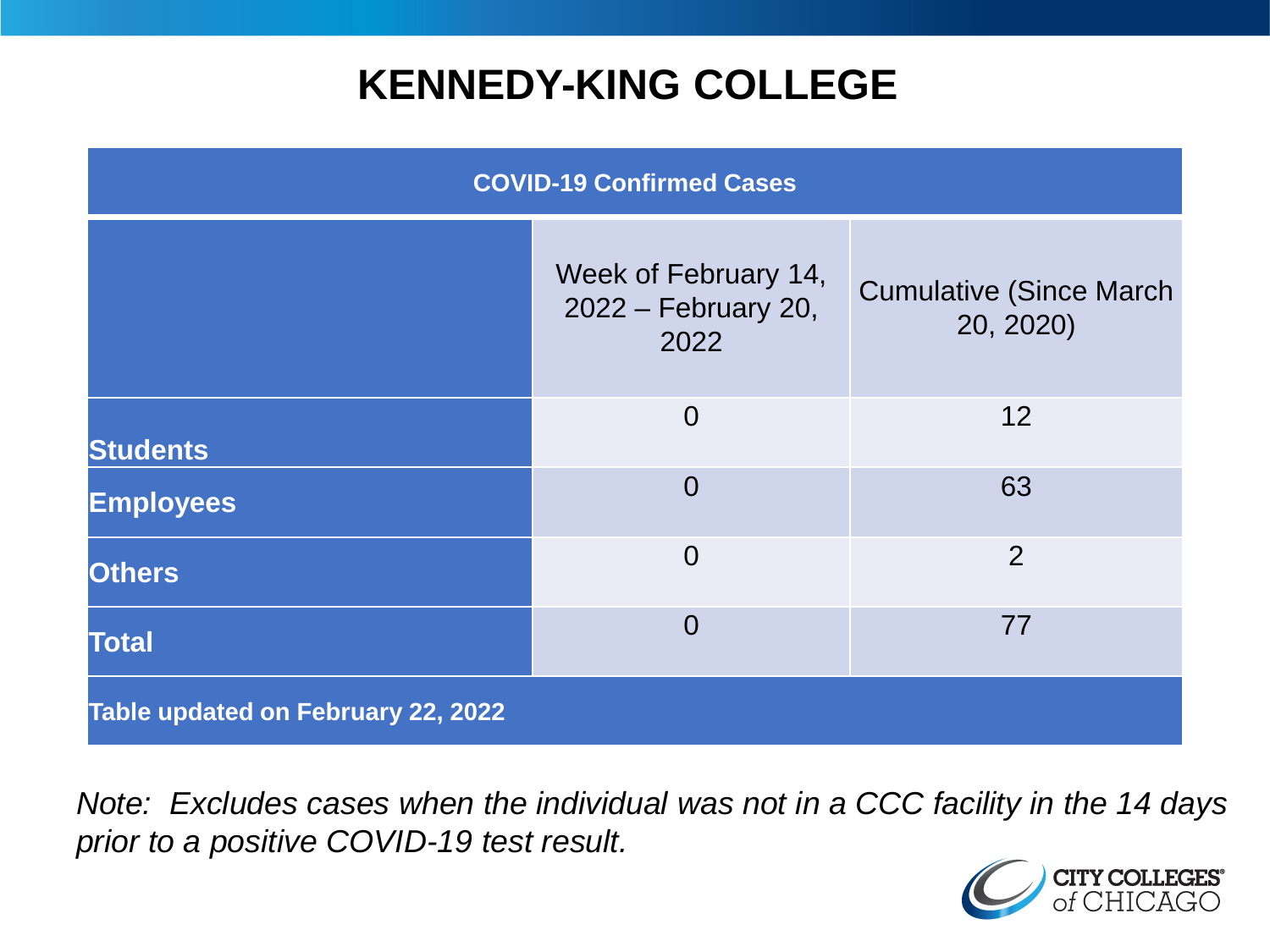# KENNEDY-KING COLLEGE

| COVID-19 Confirmed Cases | | |
|---|---|---|
| | Week of February 14, 2022 – February 20, 2022 | Cumulative (Since March 20, 2020) |
| **Students** | 0 | 12 |
| **Employees** | 0 | 63 |
| **Others** | 0 | 2 |
| **Total** | 0 | 77 |
| **Table updated on February 22, 2022** | | |

*Note: Excludes cases when the individual was not in a CCC facility in the 14 days prior to a positive COVID-19 test result.*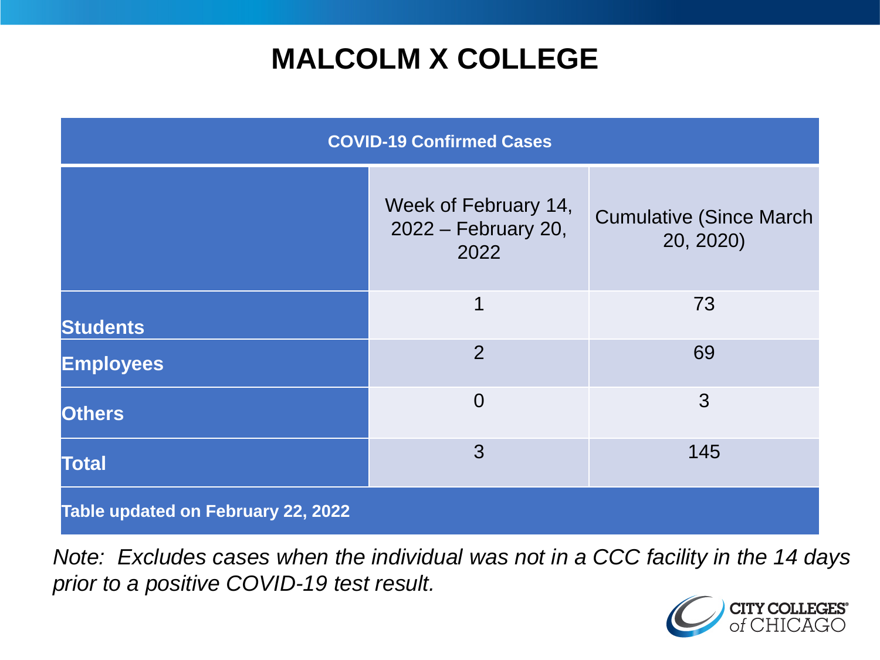# MALCOLM X COLLEGE

| COVID-19 Confirmed Cases | | |
|---|---|---|
| | Week of February 14, 2022 – February 20, 2022 | Cumulative (Since March 20, 2020) |
| **Students** | 1 | 73 |
| **Employees** | 2 | 69 |
| **Others** | 0 | 3 |
| **Total** | 3 | 145 |
| **Table updated on February 22, 2022** | | |

*Note: Excludes cases when the individual was not in a CCC facility in the 14 days prior to a positive COVID-19 test result.*

CITY COLLEGES of CHICAGO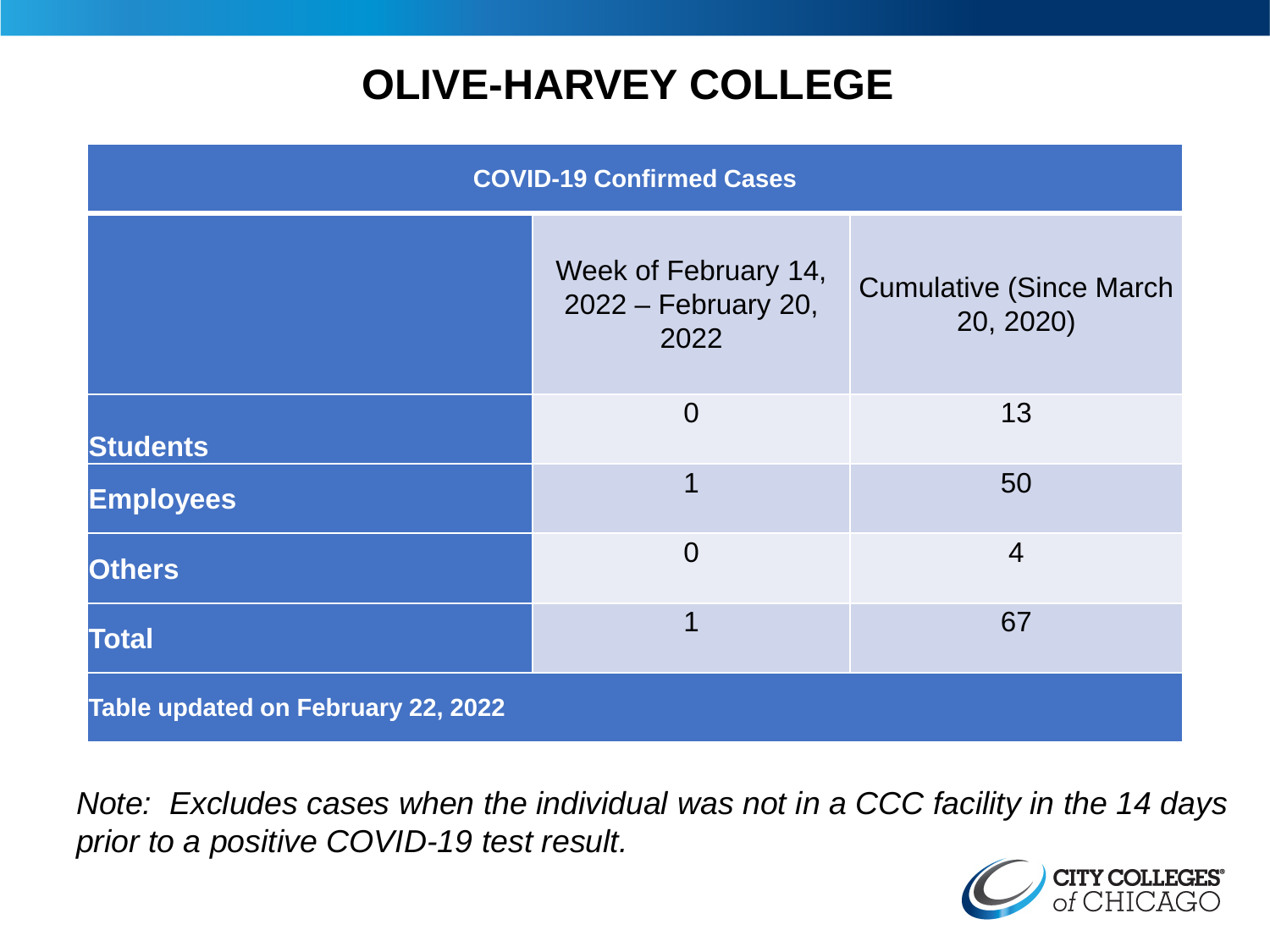# OLIVE-HARVEY COLLEGE

| COVID-19 Confirmed Cases | | |
|---|---|---|
| | Week of February 14, 2022 – February 20, 2022 | Cumulative (Since March 20, 2020) |
| **Students** | 0 | 13 |
| **Employees** | 1 | 50 |
| **Others** | 0 | 4 |
| **Total** | 1 | 67 |
| **Table updated on February 22, 2022** | | |

*Note: Excludes cases when the individual was not in a CCC facility in the 14 days prior to a positive COVID-19 test result.*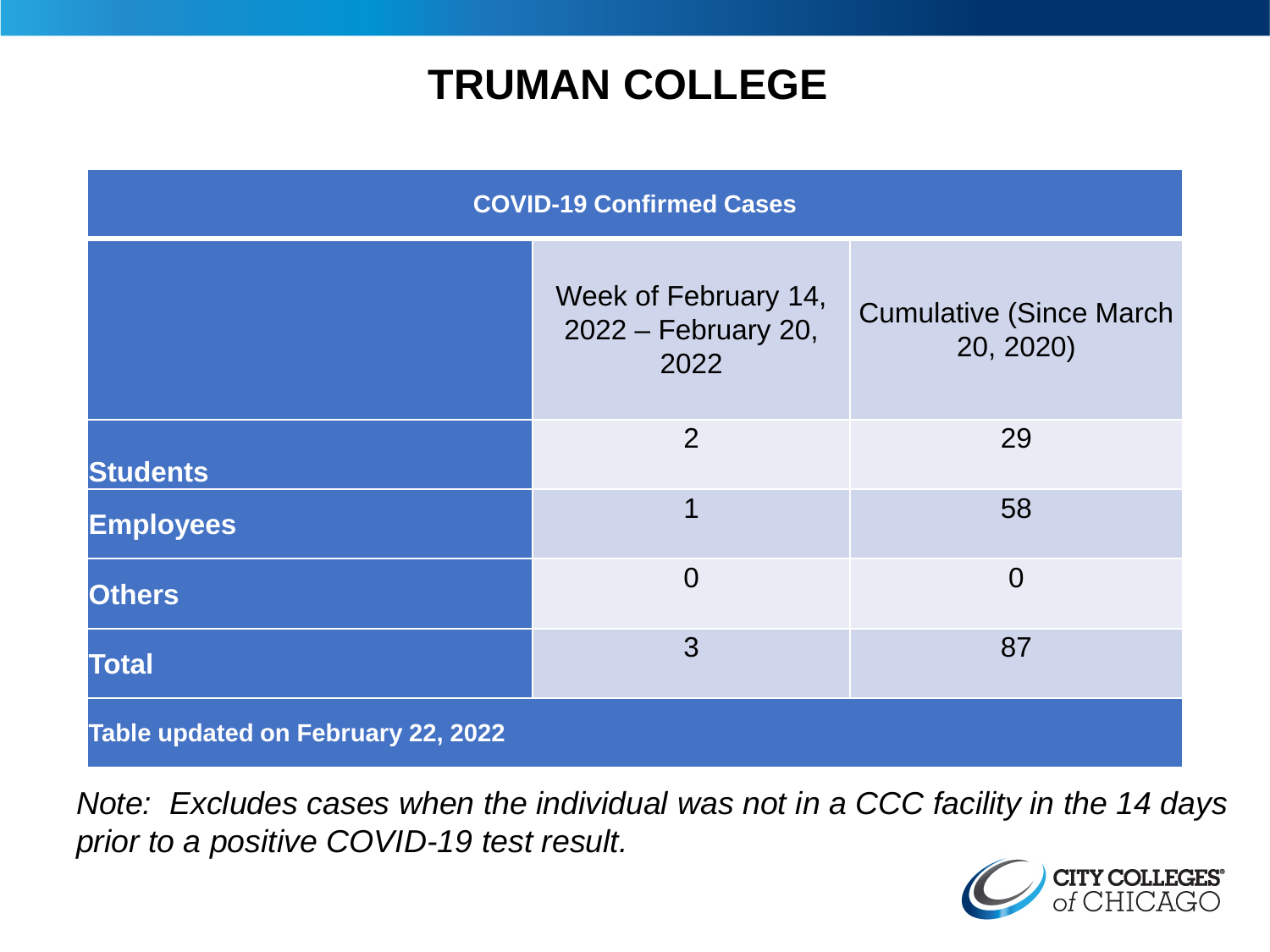# TRUMAN COLLEGE

| COVID-19 Confirmed Cases | | |
|---|---|---|
| | Week of February 14, 2022 – February 20, 2022 | Cumulative (Since March 20, 2020) |
| **Students** | 2 | 29 |
| **Employees** | 1 | 58 |
| **Others** | 0 | 0 |
| **Total** | 3 | 87 |
| **Table updated on February 22, 2022** | | |

*Note: Excludes cases when the individual was not in a CCC facility in the 14 days prior to a positive COVID-19 test result.*

CITY COLLEGES of CHICAGO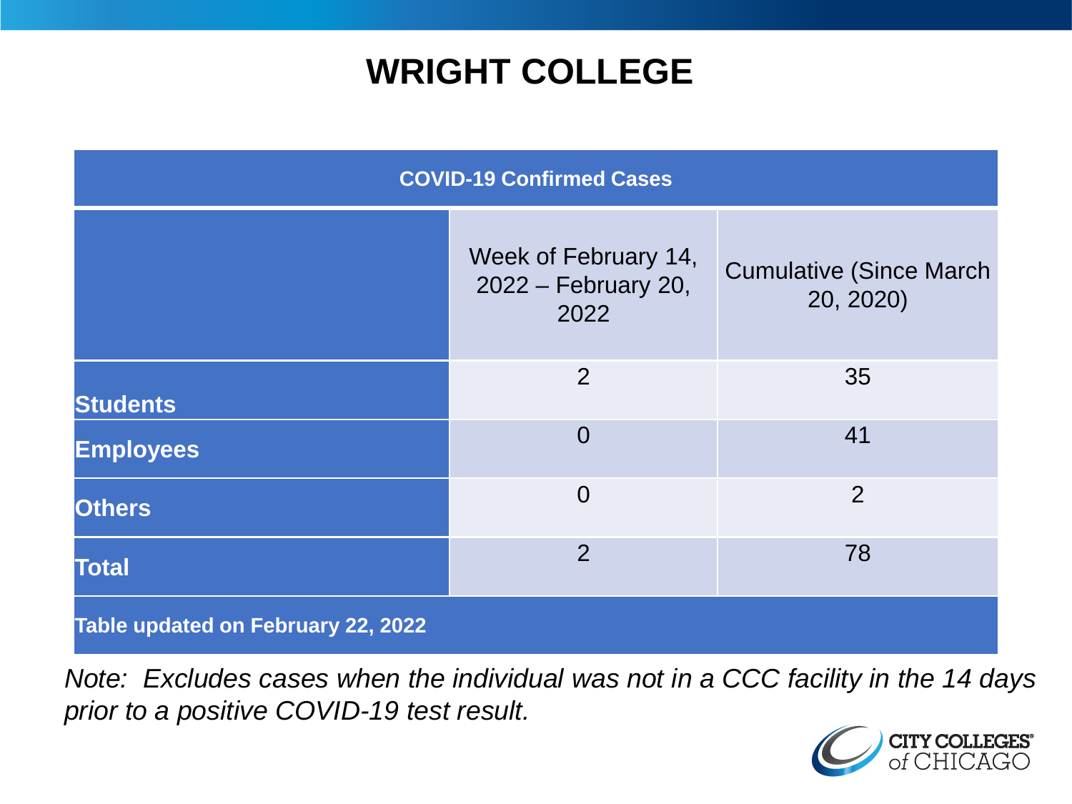# WRIGHT COLLEGE

| COVID-19 Confirmed Cases | | |
|---|---|---|
| | Week of February 14, 2022 – February 20, 2022 | Cumulative (Since March 20, 2020) |
| **Students** | 2 | 35 |
| **Employees** | 0 | 41 |
| **Others** | 0 | 2 |
| **Total** | 2 | 78 |
| **Table updated on February 22, 2022** | | |

*Note: Excludes cases when the individual was not in a CCC facility in the 14 days prior to a positive COVID-19 test result.*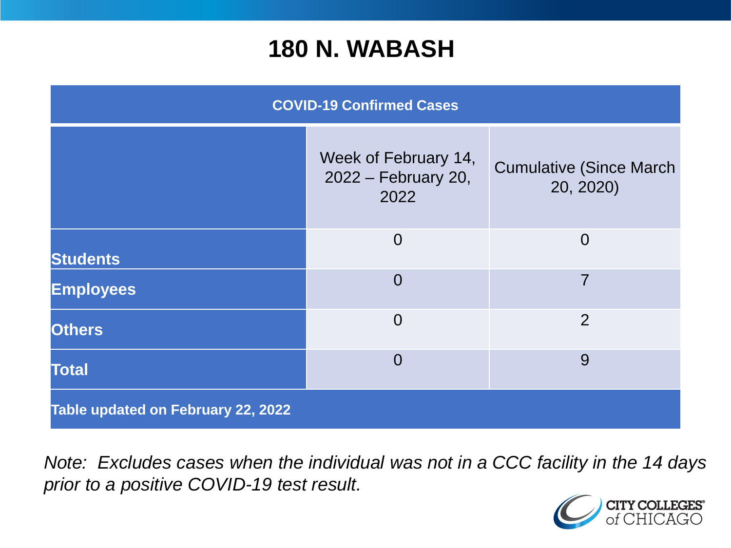# 180 N. WABASH

| COVID-19 Confirmed Cases | | |
|---|---|---|
| | Week of February 14, 2022 – February 20, 2022 | Cumulative (Since March 20, 2020) |
| **Students** | 0 | 0 |
| **Employees** | 0 | 7 |
| **Others** | 0 | 2 |
| **Total** | 0 | 9 |
| **Table updated on February 22, 2022** | | |

*Note: Excludes cases when the individual was not in a CCC facility in the 14 days prior to a positive COVID-19 test result.*

CITY COLLEGES of CHICAGO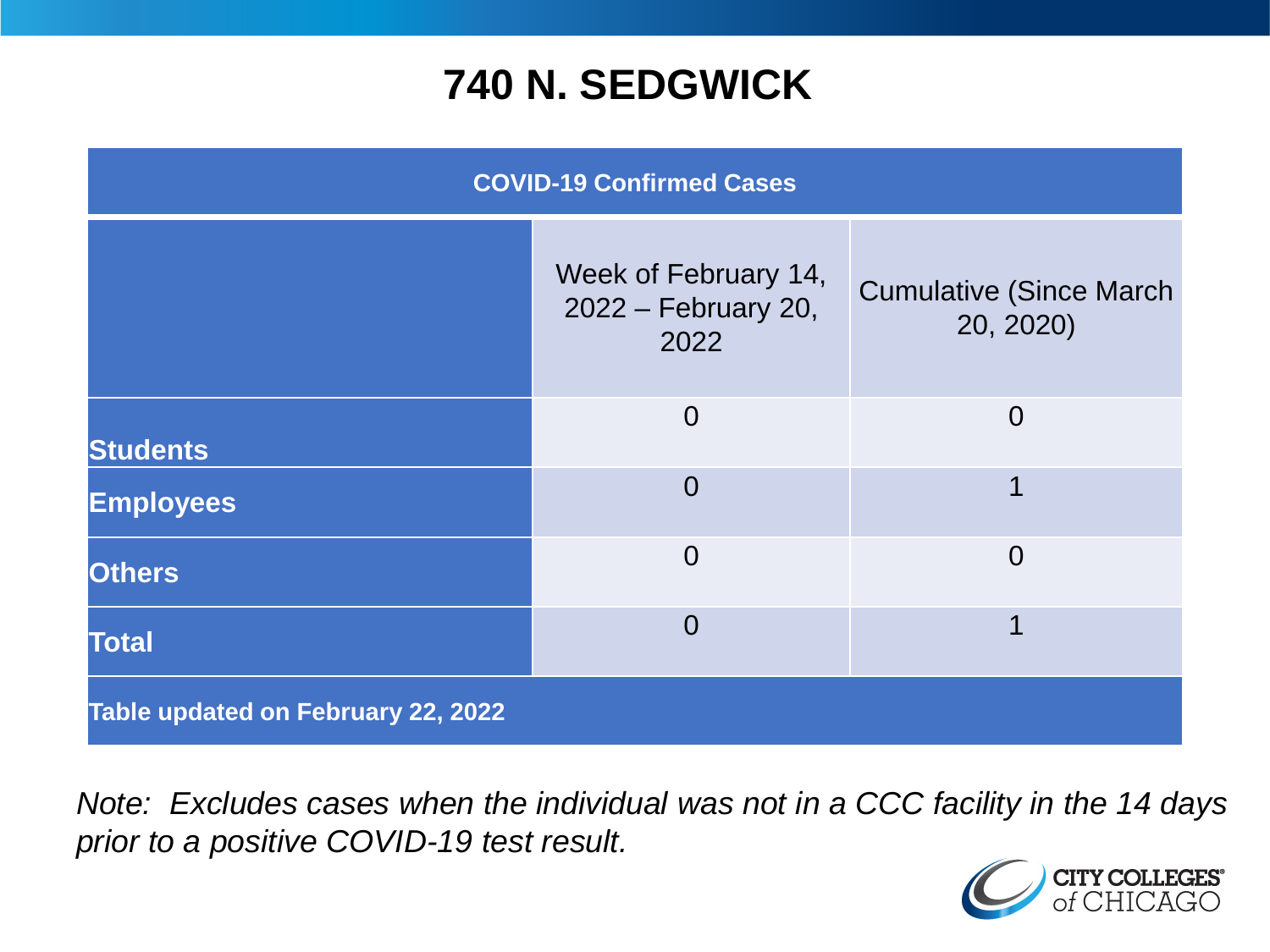# 740 N. SEDGWICK

| COVID-19 Confirmed Cases | | |
|---|---|---|
| | Week of February 14, 2022 – February 20, 2022 | Cumulative (Since March 20, 2020) |
| **Students** | 0 | 0 |
| **Employees** | 0 | 1 |
| **Others** | 0 | 0 |
| **Total** | 0 | 1 |
| **Table updated on February 22, 2022** | | |

*Note: Excludes cases when the individual was not in a CCC facility in the 14 days prior to a positive COVID-19 test result.*

CITY COLLEGES of CHICAGO